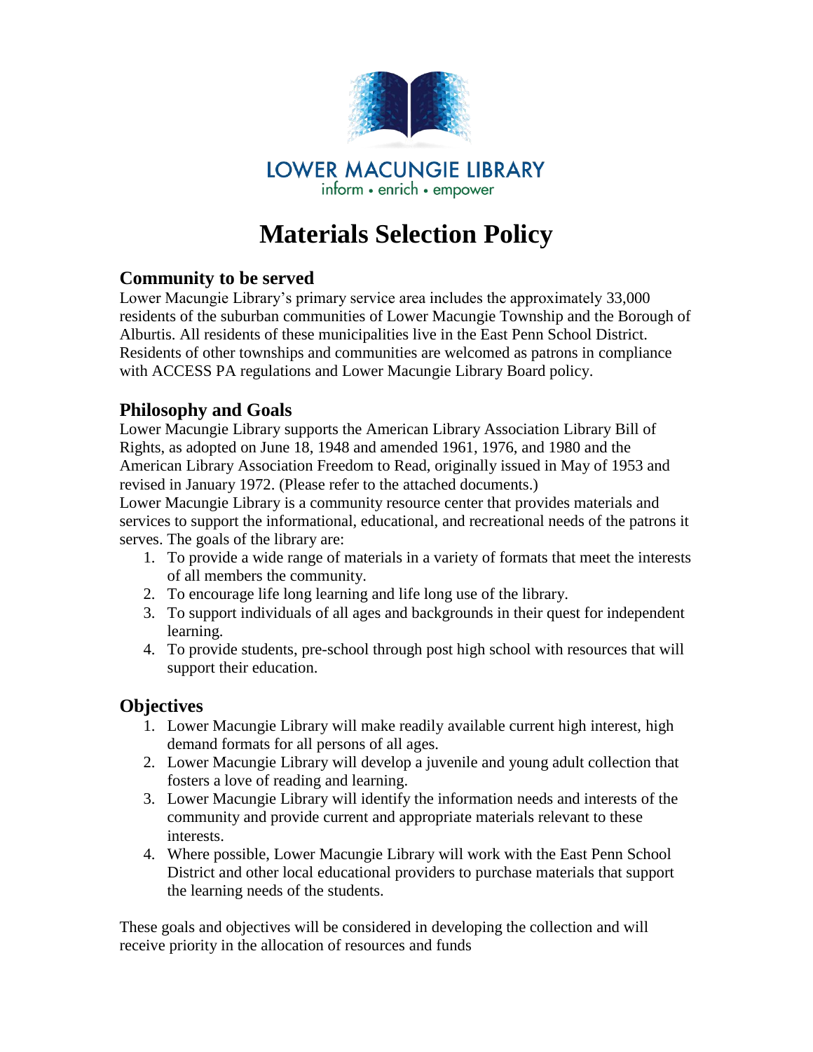LOWER MACUNGIE LIBRARY
inform • enrich • empower

# Materials Selection Policy

## Community to be served

Lower Macungie Library's primary service area includes the approximately 33,000 residents of the suburban communities of Lower Macungie Township and the Borough of Alburtis. All residents of these municipalities live in the East Penn School District. Residents of other townships and communities are welcomed as patrons in compliance with ACCESS PA regulations and Lower Macungie Library Board policy.

## Philosophy and Goals

Lower Macungie Library supports the American Library Association Library Bill of Rights, as adopted on June 18, 1948 and amended 1961, 1976, and 1980 and the American Library Association Freedom to Read, originally issued in May of 1953 and revised in January 1972. (Please refer to the attached documents.)

Lower Macungie Library is a community resource center that provides materials and services to support the informational, educational, and recreational needs of the patrons it serves. The goals of the library are:

1. To provide a wide range of materials in a variety of formats that meet the interests of all members the community.
2. To encourage life long learning and life long use of the library.
3. To support individuals of all ages and backgrounds in their quest for independent learning.
4. To provide students, pre-school through post high school with resources that will support their education.

## Objectives

1. Lower Macungie Library will make readily available current high interest, high demand formats for all persons of all ages.
2. Lower Macungie Library will develop a juvenile and young adult collection that fosters a love of reading and learning.
3. Lower Macungie Library will identify the information needs and interests of the community and provide current and appropriate materials relevant to these interests.
4. Where possible, Lower Macungie Library will work with the East Penn School District and other local educational providers to purchase materials that support the learning needs of the students.

These goals and objectives will be considered in developing the collection and will receive priority in the allocation of resources and funds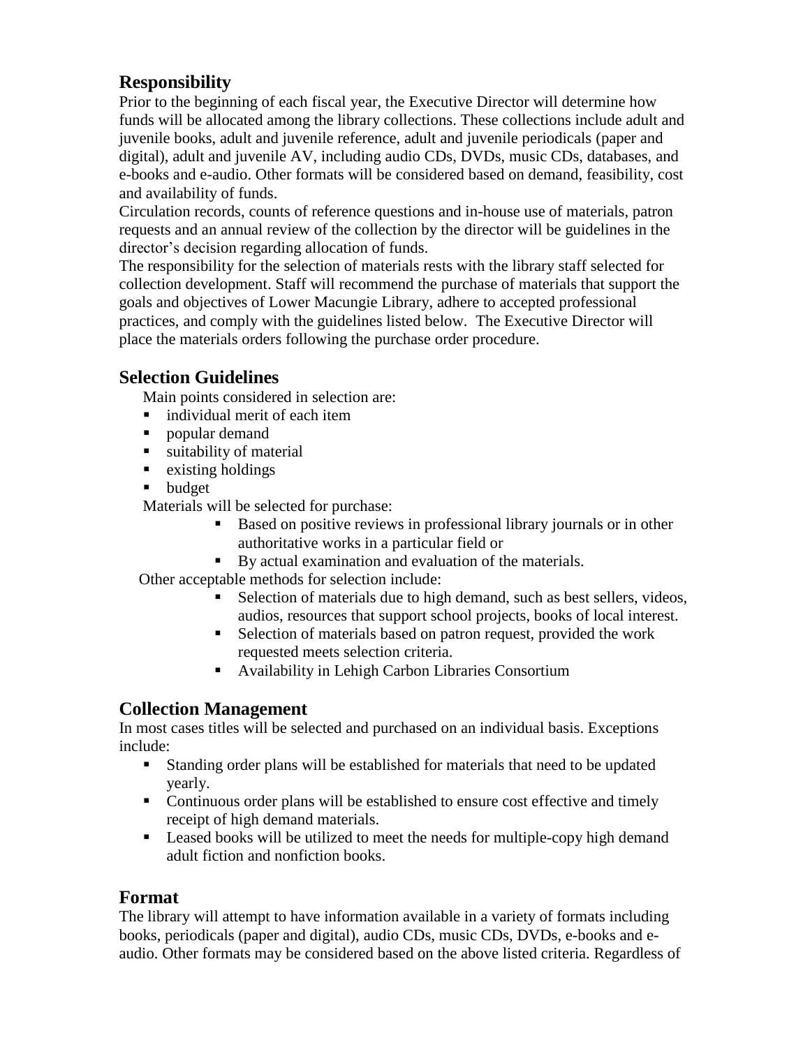## Responsibility

Prior to the beginning of each fiscal year, the Executive Director will determine how funds will be allocated among the library collections. These collections include adult and juvenile books, adult and juvenile reference, adult and juvenile periodicals (paper and digital), adult and juvenile AV, including audio CDs, DVDs, music CDs, databases, and e-books and e-audio. Other formats will be considered based on demand, feasibility, cost and availability of funds.

Circulation records, counts of reference questions and in-house use of materials, patron requests and an annual review of the collection by the director will be guidelines in the director's decision regarding allocation of funds.

The responsibility for the selection of materials rests with the library staff selected for collection development. Staff will recommend the purchase of materials that support the goals and objectives of Lower Macungie Library, adhere to accepted professional practices, and comply with the guidelines listed below. The Executive Director will place the materials orders following the purchase order procedure.

## Selection Guidelines

Main points considered in selection are:

- individual merit of each item
- popular demand
- suitability of material
- existing holdings
- budget

Materials will be selected for purchase:

- Based on positive reviews in professional library journals or in other authoritative works in a particular field or
- By actual examination and evaluation of the materials.

Other acceptable methods for selection include:

- Selection of materials due to high demand, such as best sellers, videos, audios, resources that support school projects, books of local interest.
- Selection of materials based on patron request, provided the work requested meets selection criteria.
- Availability in Lehigh Carbon Libraries Consortium

## Collection Management

In most cases titles will be selected and purchased on an individual basis. Exceptions include:

- Standing order plans will be established for materials that need to be updated yearly.
- Continuous order plans will be established to ensure cost effective and timely receipt of high demand materials.
- Leased books will be utilized to meet the needs for multiple-copy high demand adult fiction and nonfiction books.

## Format

The library will attempt to have information available in a variety of formats including books, periodicals (paper and digital), audio CDs, music CDs, DVDs, e-books and e-audio. Other formats may be considered based on the above listed criteria. Regardless of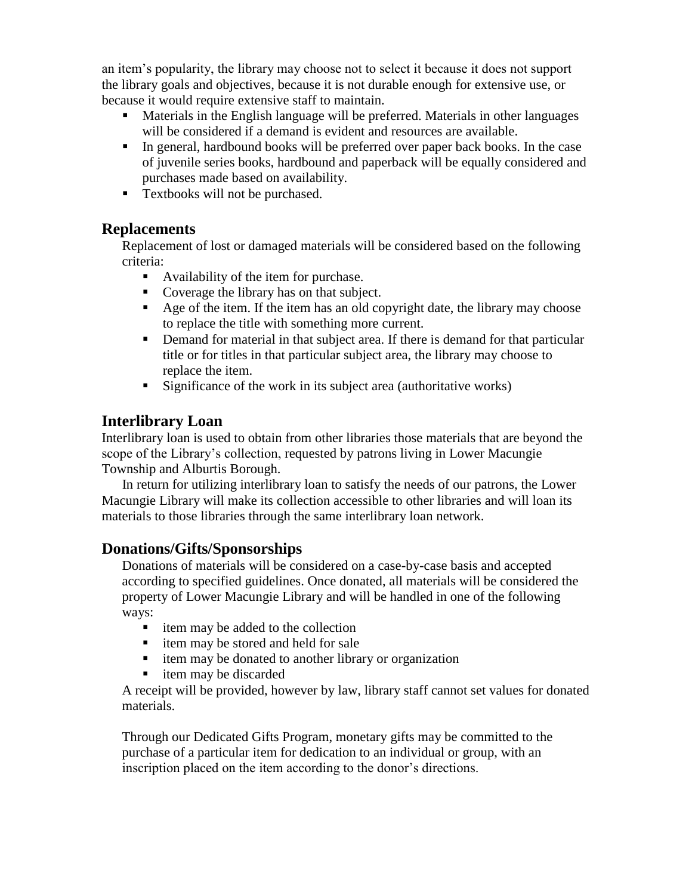an item's popularity, the library may choose not to select it because it does not support the library goals and objectives, because it is not durable enough for extensive use, or because it would require extensive staff to maintain.

- Materials in the English language will be preferred. Materials in other languages will be considered if a demand is evident and resources are available.
- In general, hardbound books will be preferred over paper back books. In the case of juvenile series books, hardbound and paperback will be equally considered and purchases made based on availability.
- Textbooks will not be purchased.

## Replacements

Replacement of lost or damaged materials will be considered based on the following criteria:

- Availability of the item for purchase.
- Coverage the library has on that subject.
- Age of the item. If the item has an old copyright date, the library may choose to replace the title with something more current.
- Demand for material in that subject area. If there is demand for that particular title or for titles in that particular subject area, the library may choose to replace the item.
- Significance of the work in its subject area (authoritative works)

## Interlibrary Loan

Interlibrary loan is used to obtain from other libraries those materials that are beyond the scope of the Library's collection, requested by patrons living in Lower Macungie Township and Alburtis Borough.

In return for utilizing interlibrary loan to satisfy the needs of our patrons, the Lower Macungie Library will make its collection accessible to other libraries and will loan its materials to those libraries through the same interlibrary loan network.

## Donations/Gifts/Sponsorships

Donations of materials will be considered on a case-by-case basis and accepted according to specified guidelines. Once donated, all materials will be considered the property of Lower Macungie Library and will be handled in one of the following ways:

- item may be added to the collection
- item may be stored and held for sale
- item may be donated to another library or organization
- item may be discarded

A receipt will be provided, however by law, library staff cannot set values for donated materials.

Through our Dedicated Gifts Program, monetary gifts may be committed to the purchase of a particular item for dedication to an individual or group, with an inscription placed on the item according to the donor's directions.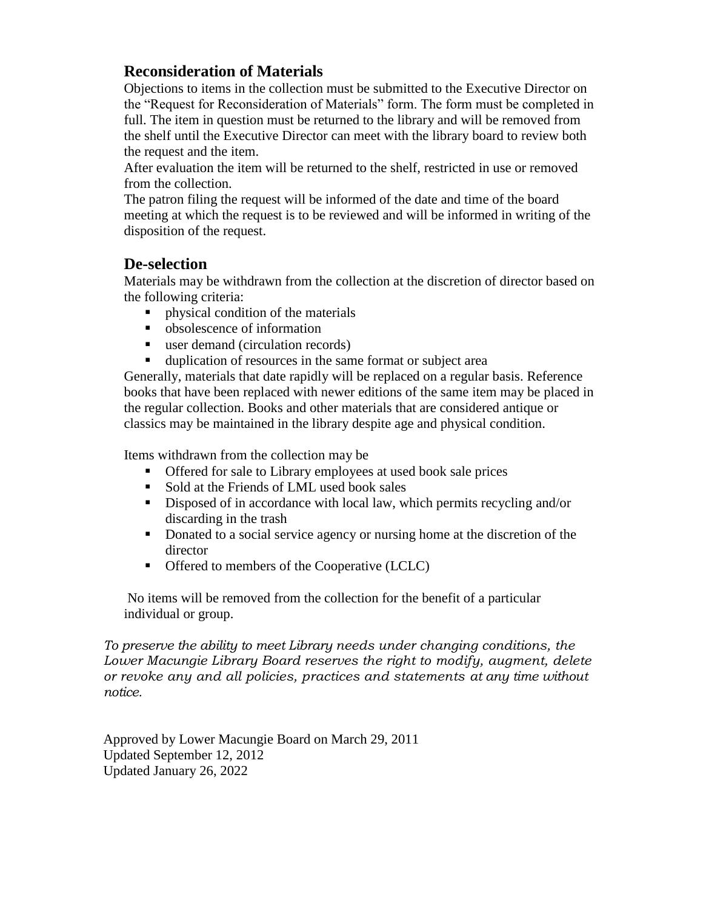## Reconsideration of Materials

Objections to items in the collection must be submitted to the Executive Director on the "Request for Reconsideration of Materials" form. The form must be completed in full. The item in question must be returned to the library and will be removed from the shelf until the Executive Director can meet with the library board to review both the request and the item.

After evaluation the item will be returned to the shelf, restricted in use or removed from the collection.

The patron filing the request will be informed of the date and time of the board meeting at which the request is to be reviewed and will be informed in writing of the disposition of the request.

## De-selection

Materials may be withdrawn from the collection at the discretion of director based on the following criteria:

- physical condition of the materials
- obsolescence of information
- user demand (circulation records)
- duplication of resources in the same format or subject area

Generally, materials that date rapidly will be replaced on a regular basis. Reference books that have been replaced with newer editions of the same item may be placed in the regular collection. Books and other materials that are considered antique or classics may be maintained in the library despite age and physical condition.

Items withdrawn from the collection may be

- Offered for sale to Library employees at used book sale prices
- Sold at the Friends of LML used book sales
- Disposed of in accordance with local law, which permits recycling and/or discarding in the trash
- Donated to a social service agency or nursing home at the discretion of the director
- Offered to members of the Cooperative (LCLC)

No items will be removed from the collection for the benefit of a particular individual or group.

*To preserve the ability to meet Library needs under changing conditions, the Lower Macungie Library Board reserves the right to modify, augment, delete or revoke any and all policies, practices and statements at any time without notice.*

Approved by Lower Macungie Board on March 29, 2011
Updated September 12, 2012
Updated January 26, 2022